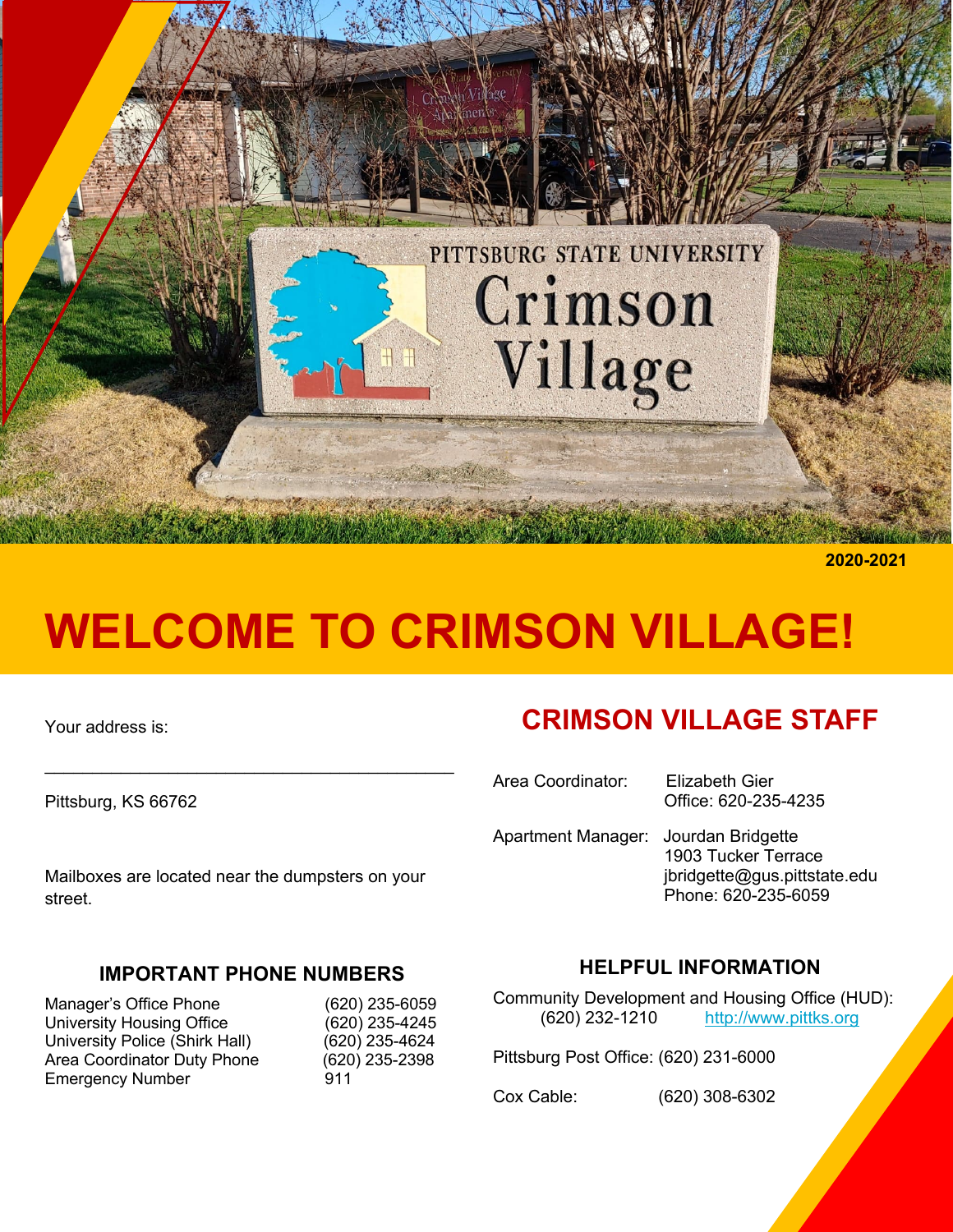2020-2021

# WELCOME TO CRIMSON VILLAGE!

Your address is:

____________________________________________

Pittsburg, KS 66762

Mailboxes are located near the dumpsters on your street.

## CRIMSON VILLAGE STAFF

Area Coordinator: Elizabeth Gier
Office: 620-235-4235

Apartment Manager: Jourdan Bridgette
1903 Tucker Terrace
jbridgette@gus.pittstate.edu
Phone: 620-235-6059

### IMPORTANT PHONE NUMBERS

| | |
|---|---|
| Manager's Office Phone | (620) 235-6059 |
| University Housing Office | (620) 235-4245 |
| University Police (Shirk Hall) | (620) 235-4624 |
| Area Coordinator Duty Phone | (620) 235-2398 |
| Emergency Number | 911 |

### HELPFUL INFORMATION

Community Development and Housing Office (HUD):
(620) 232-1210 http://www.pittks.org

Pittsburg Post Office: (620) 231-6000

Cox Cable: (620) 308-6302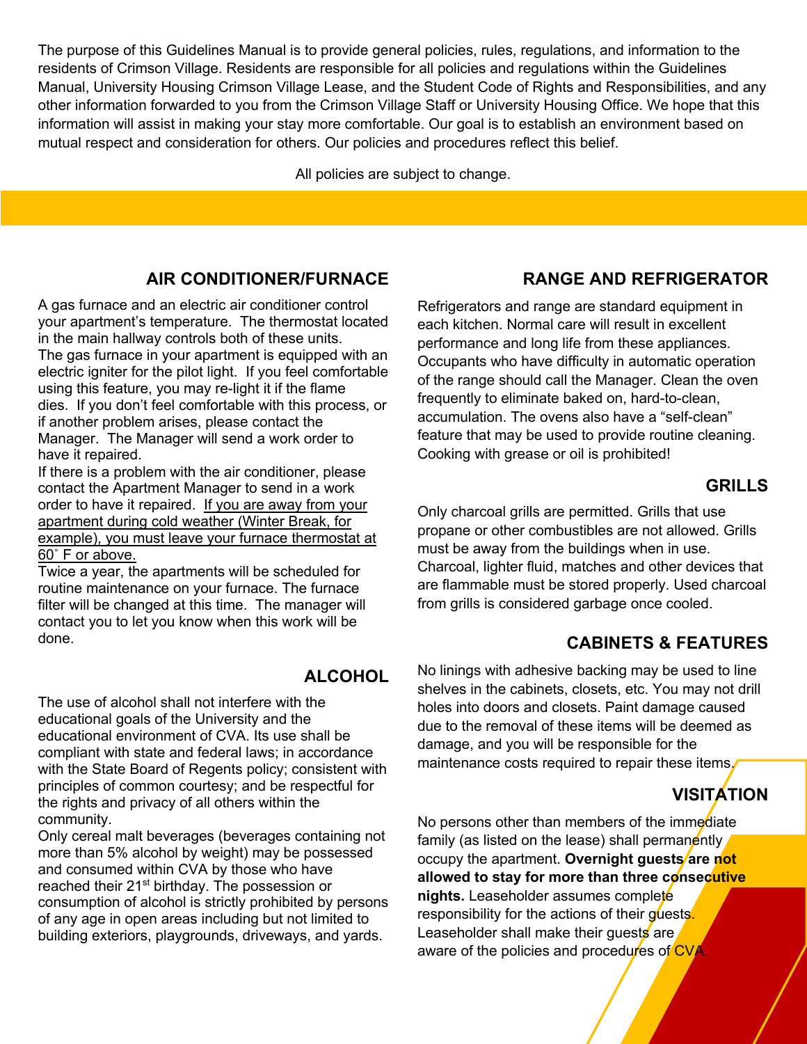The purpose of this Guidelines Manual is to provide general policies, rules, regulations, and information to the residents of Crimson Village. Residents are responsible for all policies and regulations within the Guidelines Manual, University Housing Crimson Village Lease, and the Student Code of Rights and Responsibilities, and any other information forwarded to you from the Crimson Village Staff or University Housing Office. We hope that this information will assist in making your stay more comfortable. Our goal is to establish an environment based on mutual respect and consideration for others. Our policies and procedures reflect this belief.

All policies are subject to change.

## AIR CONDITIONER/FURNACE

A gas furnace and an electric air conditioner control your apartment's temperature. The thermostat located in the main hallway controls both of these units.
The gas furnace in your apartment is equipped with an electric igniter for the pilot light. If you feel comfortable using this feature, you may re-light it if the flame dies. If you don't feel comfortable with this process, or if another problem arises, please contact the Manager. The Manager will send a work order to have it repaired.
If there is a problem with the air conditioner, please contact the Apartment Manager to send in a work order to have it repaired. If you are away from your apartment during cold weather (Winter Break, for example), you must leave your furnace thermostat at 60˚ F or above.
Twice a year, the apartments will be scheduled for routine maintenance on your furnace. The furnace filter will be changed at this time. The manager will contact you to let you know when this work will be done.

## ALCOHOL

The use of alcohol shall not interfere with the educational goals of the University and the educational environment of CVA. Its use shall be compliant with state and federal laws; in accordance with the State Board of Regents policy; consistent with principles of common courtesy; and be respectful for the rights and privacy of all others within the community.
Only cereal malt beverages (beverages containing not more than 5% alcohol by weight) may be possessed and consumed within CVA by those who have reached their 21st birthday. The possession or consumption of alcohol is strictly prohibited by persons of any age in open areas including but not limited to building exteriors, playgrounds, driveways, and yards.

## RANGE AND REFRIGERATOR

Refrigerators and range are standard equipment in each kitchen. Normal care will result in excellent performance and long life from these appliances. Occupants who have difficulty in automatic operation of the range should call the Manager. Clean the oven frequently to eliminate baked on, hard-to-clean, accumulation. The ovens also have a "self-clean" feature that may be used to provide routine cleaning. Cooking with grease or oil is prohibited!

## GRILLS

Only charcoal grills are permitted. Grills that use propane or other combustibles are not allowed. Grills must be away from the buildings when in use. Charcoal, lighter fluid, matches and other devices that are flammable must be stored properly. Used charcoal from grills is considered garbage once cooled.

## CABINETS & FEATURES

No linings with adhesive backing may be used to line shelves in the cabinets, closets, etc. You may not drill holes into doors and closets. Paint damage caused due to the removal of these items will be deemed as damage, and you will be responsible for the maintenance costs required to repair these items.

## VISITATION

No persons other than members of the immediate family (as listed on the lease) shall permanently occupy the apartment. **Overnight guests are not allowed to stay for more than three consecutive nights.** Leaseholder assumes complete responsibility for the actions of their guests. Leaseholder shall make their guests are aware of the policies and procedures of CVA.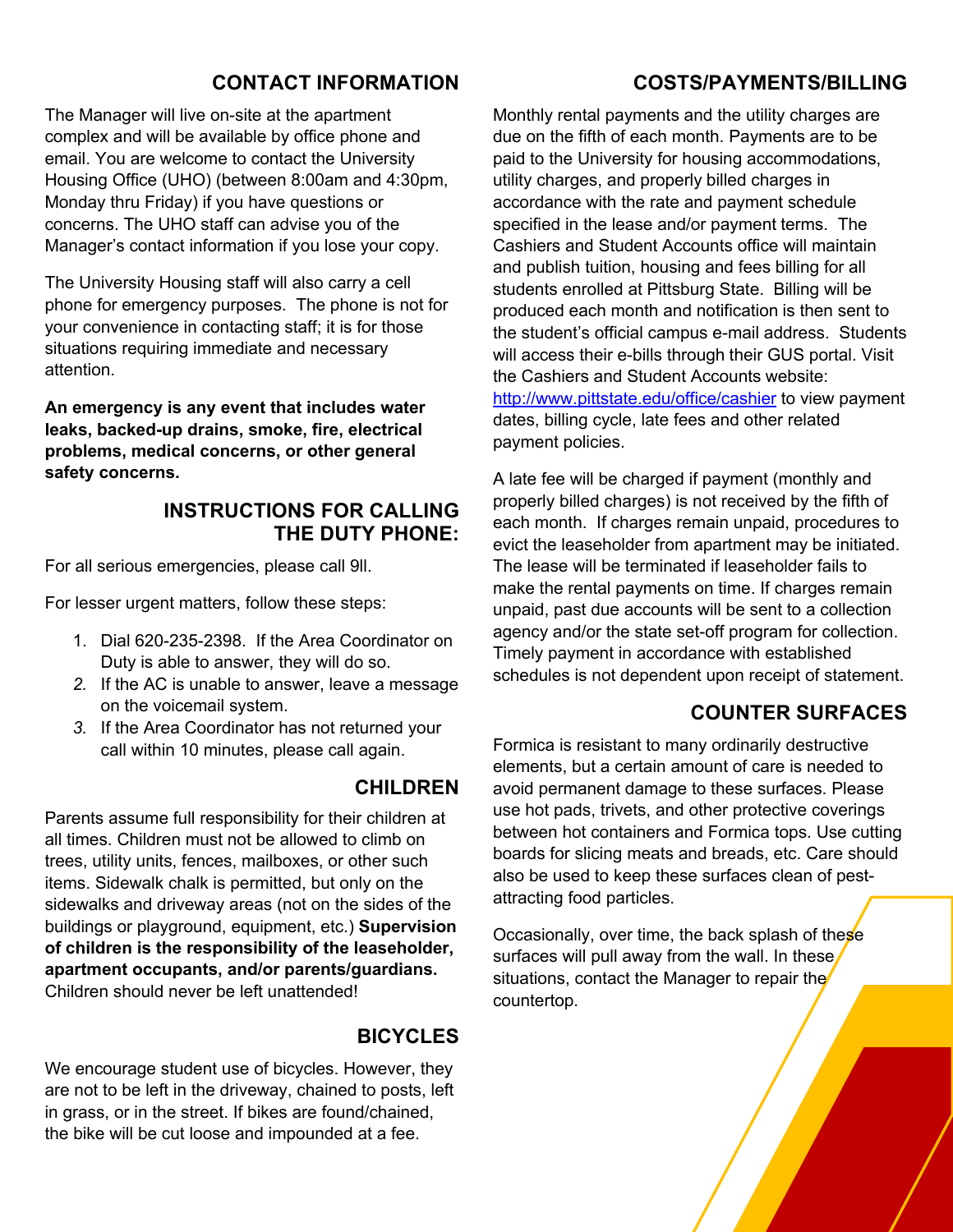## CONTACT INFORMATION

The Manager will live on-site at the apartment complex and will be available by office phone and email. You are welcome to contact the University Housing Office (UHO) (between 8:00am and 4:30pm, Monday thru Friday) if you have questions or concerns. The UHO staff can advise you of the Manager's contact information if you lose your copy.

The University Housing staff will also carry a cell phone for emergency purposes. The phone is not for your convenience in contacting staff; it is for those situations requiring immediate and necessary attention.

**An emergency is any event that includes water leaks, backed-up drains, smoke, fire, electrical problems, medical concerns, or other general safety concerns.**

## INSTRUCTIONS FOR CALLING THE DUTY PHONE:

For all serious emergencies, please call 9ll.

For lesser urgent matters, follow these steps:

1. Dial 620-235-2398. If the Area Coordinator on Duty is able to answer, they will do so.
2. If the AC is unable to answer, leave a message on the voicemail system.
3. If the Area Coordinator has not returned your call within 10 minutes, please call again.

## CHILDREN

Parents assume full responsibility for their children at all times. Children must not be allowed to climb on trees, utility units, fences, mailboxes, or other such items. Sidewalk chalk is permitted, but only on the sidewalks and driveway areas (not on the sides of the buildings or playground, equipment, etc.) **Supervision of children is the responsibility of the leaseholder, apartment occupants, and/or parents/guardians.** Children should never be left unattended!

## BICYCLES

We encourage student use of bicycles. However, they are not to be left in the driveway, chained to posts, left in grass, or in the street. If bikes are found/chained, the bike will be cut loose and impounded at a fee.

## COSTS/PAYMENTS/BILLING

Monthly rental payments and the utility charges are due on the fifth of each month. Payments are to be paid to the University for housing accommodations, utility charges, and properly billed charges in accordance with the rate and payment schedule specified in the lease and/or payment terms. The Cashiers and Student Accounts office will maintain and publish tuition, housing and fees billing for all students enrolled at Pittsburg State. Billing will be produced each month and notification is then sent to the student's official campus e-mail address. Students will access their e-bills through their GUS portal. Visit the Cashiers and Student Accounts website: [http://www.pittstate.edu/office/cashier](http://www.pittstate.edu/office/cashier) to view payment dates, billing cycle, late fees and other related payment policies.

A late fee will be charged if payment (monthly and properly billed charges) is not received by the fifth of each month. If charges remain unpaid, procedures to evict the leaseholder from apartment may be initiated. The lease will be terminated if leaseholder fails to make the rental payments on time. If charges remain unpaid, past due accounts will be sent to a collection agency and/or the state set-off program for collection. Timely payment in accordance with established schedules is not dependent upon receipt of statement.

## COUNTER SURFACES

Formica is resistant to many ordinarily destructive elements, but a certain amount of care is needed to avoid permanent damage to these surfaces. Please use hot pads, trivets, and other protective coverings between hot containers and Formica tops. Use cutting boards for slicing meats and breads, etc. Care should also be used to keep these surfaces clean of pest-attracting food particles.

Occasionally, over time, the back splash of these surfaces will pull away from the wall. In these situations, contact the Manager to repair the countertop.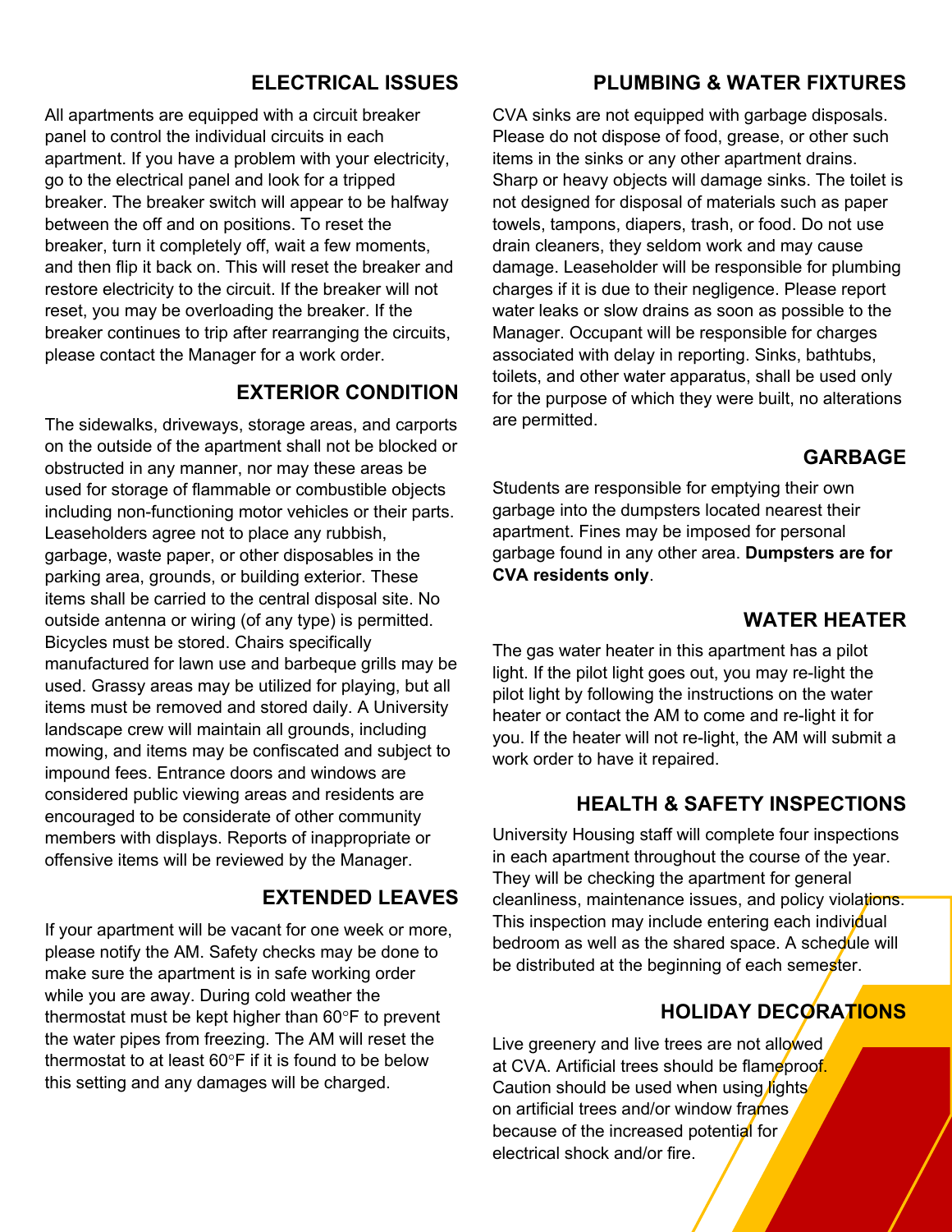## ELECTRICAL ISSUES

All apartments are equipped with a circuit breaker panel to control the individual circuits in each apartment. If you have a problem with your electricity, go to the electrical panel and look for a tripped breaker. The breaker switch will appear to be halfway between the off and on positions. To reset the breaker, turn it completely off, wait a few moments, and then flip it back on. This will reset the breaker and restore electricity to the circuit. If the breaker will not reset, you may be overloading the breaker. If the breaker continues to trip after rearranging the circuits, please contact the Manager for a work order.

## EXTERIOR CONDITION

The sidewalks, driveways, storage areas, and carports on the outside of the apartment shall not be blocked or obstructed in any manner, nor may these areas be used for storage of flammable or combustible objects including non-functioning motor vehicles or their parts. Leaseholders agree not to place any rubbish, garbage, waste paper, or other disposables in the parking area, grounds, or building exterior. These items shall be carried to the central disposal site. No outside antenna or wiring (of any type) is permitted. Bicycles must be stored. Chairs specifically manufactured for lawn use and barbeque grills may be used. Grassy areas may be utilized for playing, but all items must be removed and stored daily. A University landscape crew will maintain all grounds, including mowing, and items may be confiscated and subject to impound fees. Entrance doors and windows are considered public viewing areas and residents are encouraged to be considerate of other community members with displays. Reports of inappropriate or offensive items will be reviewed by the Manager.

## EXTENDED LEAVES

If your apartment will be vacant for one week or more, please notify the AM. Safety checks may be done to make sure the apartment is in safe working order while you are away. During cold weather the thermostat must be kept higher than 60°F to prevent the water pipes from freezing. The AM will reset the thermostat to at least 60°F if it is found to be below this setting and any damages will be charged.

## PLUMBING & WATER FIXTURES

CVA sinks are not equipped with garbage disposals. Please do not dispose of food, grease, or other such items in the sinks or any other apartment drains. Sharp or heavy objects will damage sinks. The toilet is not designed for disposal of materials such as paper towels, tampons, diapers, trash, or food. Do not use drain cleaners, they seldom work and may cause damage. Leaseholder will be responsible for plumbing charges if it is due to their negligence. Please report water leaks or slow drains as soon as possible to the Manager. Occupant will be responsible for charges associated with delay in reporting. Sinks, bathtubs, toilets, and other water apparatus, shall be used only for the purpose of which they were built, no alterations are permitted.

## GARBAGE

Students are responsible for emptying their own garbage into the dumpsters located nearest their apartment. Fines may be imposed for personal garbage found in any other area. **Dumpsters are for CVA residents only**.

## WATER HEATER

The gas water heater in this apartment has a pilot light. If the pilot light goes out, you may re-light the pilot light by following the instructions on the water heater or contact the AM to come and re-light it for you. If the heater will not re-light, the AM will submit a work order to have it repaired.

## HEALTH & SAFETY INSPECTIONS

University Housing staff will complete four inspections in each apartment throughout the course of the year. They will be checking the apartment for general cleanliness, maintenance issues, and policy violations. This inspection may include entering each individual bedroom as well as the shared space. A schedule will be distributed at the beginning of each semester.

## HOLIDAY DECORATIONS

Live greenery and live trees are not allowed at CVA. Artificial trees should be flameproof. Caution should be used when using lights on artificial trees and/or window frames because of the increased potential for electrical shock and/or fire.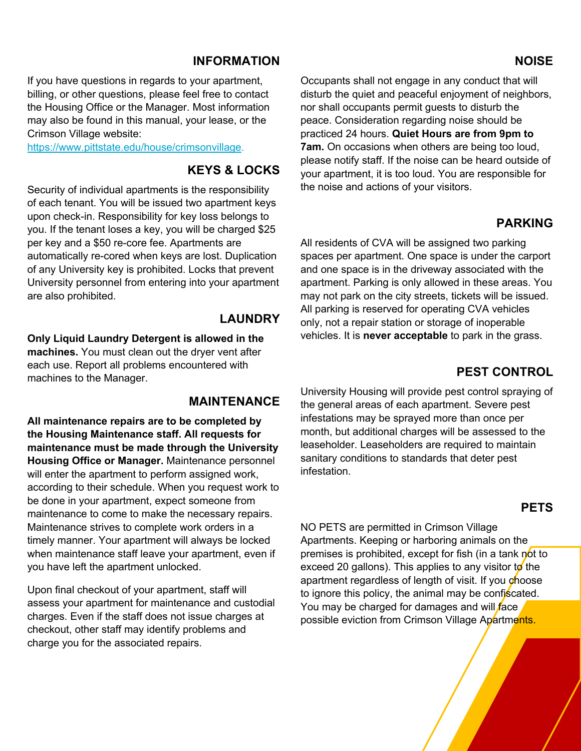## INFORMATION

If you have questions in regards to your apartment, billing, or other questions, please feel free to contact the Housing Office or the Manager. Most information may also be found in this manual, your lease, or the Crimson Village website: [https://www.pittstate.edu/house/crimsonvillage](https://www.pittstate.edu/house/crimsonvillage).

## KEYS & LOCKS

Security of individual apartments is the responsibility of each tenant. You will be issued two apartment keys upon check-in. Responsibility for key loss belongs to you. If the tenant loses a key, you will be charged $25 per key and a $50 re-core fee. Apartments are automatically re-cored when keys are lost. Duplication of any University key is prohibited. Locks that prevent University personnel from entering into your apartment are also prohibited.

## LAUNDRY

**Only Liquid Laundry Detergent is allowed in the machines.** You must clean out the dryer vent after each use. Report all problems encountered with machines to the Manager.

## MAINTENANCE

**All maintenance repairs are to be completed by the Housing Maintenance staff. All requests for maintenance must be made through the University Housing Office or Manager.** Maintenance personnel will enter the apartment to perform assigned work, according to their schedule. When you request work to be done in your apartment, expect someone from maintenance to come to make the necessary repairs. Maintenance strives to complete work orders in a timely manner. Your apartment will always be locked when maintenance staff leave your apartment, even if you have left the apartment unlocked.

Upon final checkout of your apartment, staff will assess your apartment for maintenance and custodial charges. Even if the staff does not issue charges at checkout, other staff may identify problems and charge you for the associated repairs.

## NOISE

Occupants shall not engage in any conduct that will disturb the quiet and peaceful enjoyment of neighbors, nor shall occupants permit guests to disturb the peace. Consideration regarding noise should be practiced 24 hours. **Quiet Hours are from 9pm to 7am.** On occasions when others are being too loud, please notify staff. If the noise can be heard outside of your apartment, it is too loud. You are responsible for the noise and actions of your visitors.

## PARKING

All residents of CVA will be assigned two parking spaces per apartment. One space is under the carport and one space is in the driveway associated with the apartment. Parking is only allowed in these areas. You may not park on the city streets, tickets will be issued. All parking is reserved for operating CVA vehicles only, not a repair station or storage of inoperable vehicles. It is **never acceptable** to park in the grass.

## PEST CONTROL

University Housing will provide pest control spraying of the general areas of each apartment. Severe pest infestations may be sprayed more than once per month, but additional charges will be assessed to the leaseholder. Leaseholders are required to maintain sanitary conditions to standards that deter pest infestation.

## PETS

NO PETS are permitted in Crimson Village Apartments. Keeping or harboring animals on the premises is prohibited, except for fish (in a tank not to exceed 20 gallons). This applies to any visitor to the apartment regardless of length of visit. If you choose to ignore this policy, the animal may be confiscated. You may be charged for damages and will face possible eviction from Crimson Village Apartments.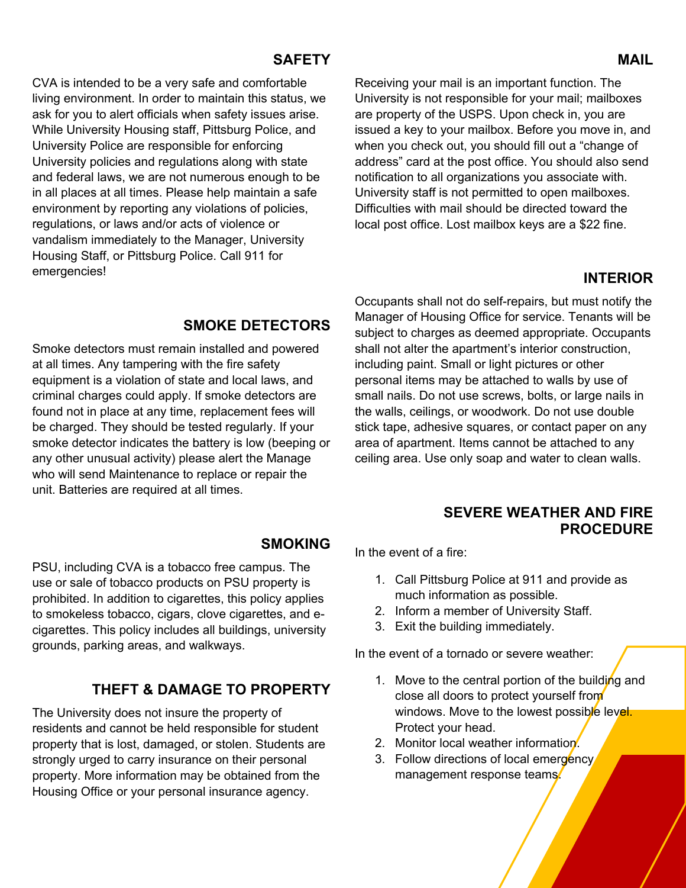## SAFETY

CVA is intended to be a very safe and comfortable living environment. In order to maintain this status, we ask for you to alert officials when safety issues arise. While University Housing staff, Pittsburg Police, and University Police are responsible for enforcing University policies and regulations along with state and federal laws, we are not numerous enough to be in all places at all times. Please help maintain a safe environment by reporting any violations of policies, regulations, or laws and/or acts of violence or vandalism immediately to the Manager, University Housing Staff, or Pittsburg Police. Call 911 for emergencies!

## SMOKE DETECTORS

Smoke detectors must remain installed and powered at all times. Any tampering with the fire safety equipment is a violation of state and local laws, and criminal charges could apply. If smoke detectors are found not in place at any time, replacement fees will be charged. They should be tested regularly. If your smoke detector indicates the battery is low (beeping or any other unusual activity) please alert the Manage who will send Maintenance to replace or repair the unit. Batteries are required at all times.

## SMOKING

PSU, including CVA is a tobacco free campus. The use or sale of tobacco products on PSU property is prohibited. In addition to cigarettes, this policy applies to smokeless tobacco, cigars, clove cigarettes, and e-cigarettes. This policy includes all buildings, university grounds, parking areas, and walkways.

## THEFT & DAMAGE TO PROPERTY

The University does not insure the property of residents and cannot be held responsible for student property that is lost, damaged, or stolen. Students are strongly urged to carry insurance on their personal property. More information may be obtained from the Housing Office or your personal insurance agency.

## MAIL

Receiving your mail is an important function. The University is not responsible for your mail; mailboxes are property of the USPS. Upon check in, you are issued a key to your mailbox. Before you move in, and when you check out, you should fill out a "change of address" card at the post office. You should also send notification to all organizations you associate with. University staff is not permitted to open mailboxes. Difficulties with mail should be directed toward the local post office. Lost mailbox keys are a $22 fine.

## INTERIOR

Occupants shall not do self-repairs, but must notify the Manager of Housing Office for service. Tenants will be subject to charges as deemed appropriate. Occupants shall not alter the apartment's interior construction, including paint. Small or light pictures or other personal items may be attached to walls by use of small nails. Do not use screws, bolts, or large nails in the walls, ceilings, or woodwork. Do not use double stick tape, adhesive squares, or contact paper on any area of apartment. Items cannot be attached to any ceiling area. Use only soap and water to clean walls.

## SEVERE WEATHER AND FIRE PROCEDURE

In the event of a fire:

1. Call Pittsburg Police at 911 and provide as much information as possible.
2. Inform a member of University Staff.
3. Exit the building immediately.

In the event of a tornado or severe weather:

1. Move to the central portion of the building and close all doors to protect yourself from windows. Move to the lowest possible level. Protect your head.
2. Monitor local weather information.
3. Follow directions of local emergency management response teams.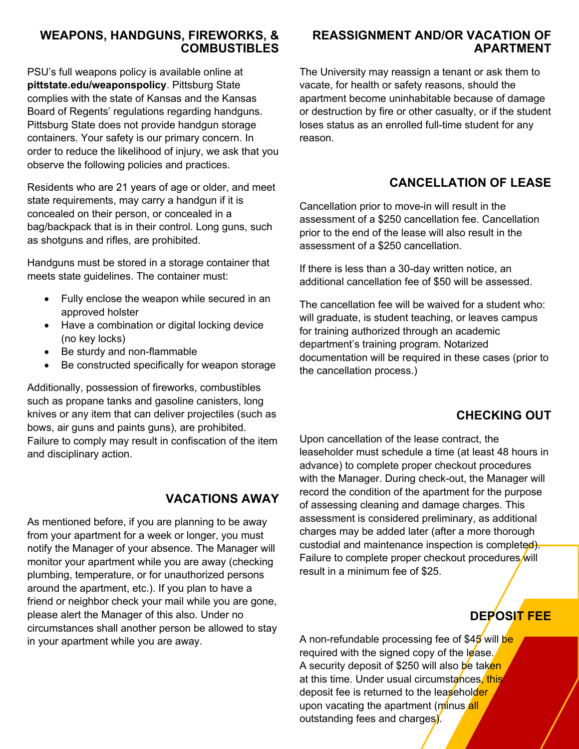## WEAPONS, HANDGUNS, FIREWORKS, & COMBUSTIBLES

PSU's full weapons policy is available online at **pittstate.edu/weaponspolicy**. Pittsburg State complies with the state of Kansas and the Kansas Board of Regents' regulations regarding handguns. Pittsburg State does not provide handgun storage containers. Your safety is our primary concern. In order to reduce the likelihood of injury, we ask that you observe the following policies and practices.

Residents who are 21 years of age or older, and meet state requirements, may carry a handgun if it is concealed on their person, or concealed in a bag/backpack that is in their control. Long guns, such as shotguns and rifles, are prohibited.

Handguns must be stored in a storage container that meets state guidelines. The container must:

- Fully enclose the weapon while secured in an approved holster
- Have a combination or digital locking device (no key locks)
- Be sturdy and non-flammable
- Be constructed specifically for weapon storage

Additionally, possession of fireworks, combustibles such as propane tanks and gasoline canisters, long knives or any item that can deliver projectiles (such as bows, air guns and paints guns), are prohibited. Failure to comply may result in confiscation of the item and disciplinary action.

## VACATIONS AWAY

As mentioned before, if you are planning to be away from your apartment for a week or longer, you must notify the Manager of your absence. The Manager will monitor your apartment while you are away (checking plumbing, temperature, or for unauthorized persons around the apartment, etc.). If you plan to have a friend or neighbor check your mail while you are gone, please alert the Manager of this also. Under no circumstances shall another person be allowed to stay in your apartment while you are away.

## REASSIGNMENT AND/OR VACATION OF APARTMENT

The University may reassign a tenant or ask them to vacate, for health or safety reasons, should the apartment become uninhabitable because of damage or destruction by fire or other casualty, or if the student loses status as an enrolled full-time student for any reason.

## CANCELLATION OF LEASE

Cancellation prior to move-in will result in the assessment of a $250 cancellation fee. Cancellation prior to the end of the lease will also result in the assessment of a $250 cancellation.

If there is less than a 30-day written notice, an additional cancellation fee of $50 will be assessed.

The cancellation fee will be waived for a student who: will graduate, is student teaching, or leaves campus for training authorized through an academic department's training program. Notarized documentation will be required in these cases (prior to the cancellation process.)

## CHECKING OUT

Upon cancellation of the lease contract, the leaseholder must schedule a time (at least 48 hours in advance) to complete proper checkout procedures with the Manager. During check-out, the Manager will record the condition of the apartment for the purpose of assessing cleaning and damage charges. This assessment is considered preliminary, as additional charges may be added later (after a more thorough custodial and maintenance inspection is completed). Failure to complete proper checkout procedures will result in a minimum fee of $25.

## DEPOSIT FEE

A non-refundable processing fee of $45 will be required with the signed copy of the lease. A security deposit of $250 will also be taken at this time. Under usual circumstances, this deposit fee is returned to the leaseholder upon vacating the apartment (minus all outstanding fees and charges).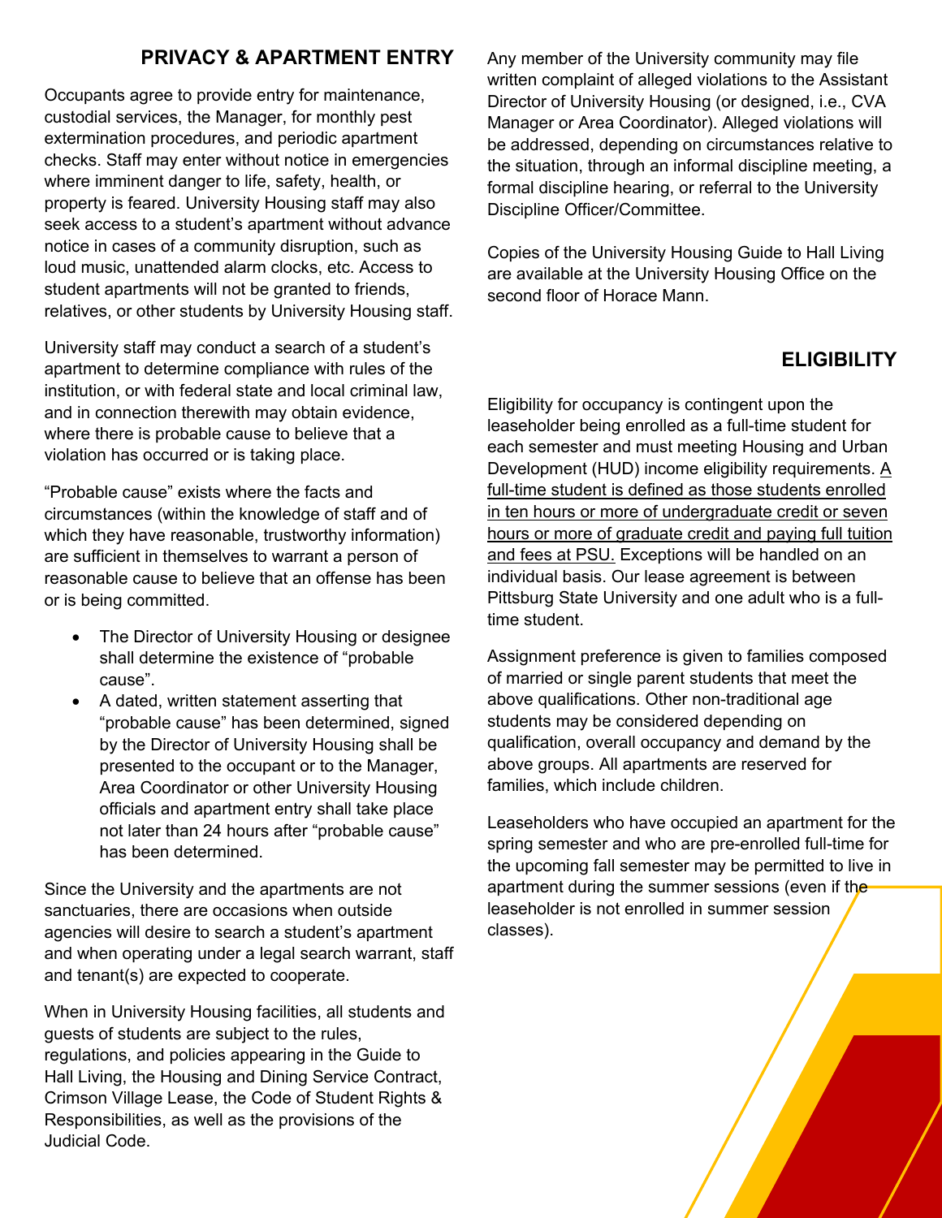## PRIVACY & APARTMENT ENTRY

Occupants agree to provide entry for maintenance, custodial services, the Manager, for monthly pest extermination procedures, and periodic apartment checks. Staff may enter without notice in emergencies where imminent danger to life, safety, health, or property is feared. University Housing staff may also seek access to a student's apartment without advance notice in cases of a community disruption, such as loud music, unattended alarm clocks, etc. Access to student apartments will not be granted to friends, relatives, or other students by University Housing staff.

University staff may conduct a search of a student's apartment to determine compliance with rules of the institution, or with federal state and local criminal law, and in connection therewith may obtain evidence, where there is probable cause to believe that a violation has occurred or is taking place.

"Probable cause" exists where the facts and circumstances (within the knowledge of staff and of which they have reasonable, trustworthy information) are sufficient in themselves to warrant a person of reasonable cause to believe that an offense has been or is being committed.

- The Director of University Housing or designee shall determine the existence of "probable cause".
- A dated, written statement asserting that "probable cause" has been determined, signed by the Director of University Housing shall be presented to the occupant or to the Manager, Area Coordinator or other University Housing officials and apartment entry shall take place not later than 24 hours after "probable cause" has been determined.

Since the University and the apartments are not sanctuaries, there are occasions when outside agencies will desire to search a student's apartment and when operating under a legal search warrant, staff and tenant(s) are expected to cooperate.

When in University Housing facilities, all students and guests of students are subject to the rules, regulations, and policies appearing in the Guide to Hall Living, the Housing and Dining Service Contract, Crimson Village Lease, the Code of Student Rights & Responsibilities, as well as the provisions of the Judicial Code.

Any member of the University community may file written complaint of alleged violations to the Assistant Director of University Housing (or designed, i.e., CVA Manager or Area Coordinator). Alleged violations will be addressed, depending on circumstances relative to the situation, through an informal discipline meeting, a formal discipline hearing, or referral to the University Discipline Officer/Committee.

Copies of the University Housing Guide to Hall Living are available at the University Housing Office on the second floor of Horace Mann.

## ELIGIBILITY

Eligibility for occupancy is contingent upon the leaseholder being enrolled as a full-time student for each semester and must meeting Housing and Urban Development (HUD) income eligibility requirements. <u>A full-time student is defined as those students enrolled in ten hours or more of undergraduate credit or seven hours or more of graduate credit and paying full tuition and fees at PSU.</u> Exceptions will be handled on an individual basis. Our lease agreement is between Pittsburg State University and one adult who is a full-time student.

Assignment preference is given to families composed of married or single parent students that meet the above qualifications. Other non-traditional age students may be considered depending on qualification, overall occupancy and demand by the above groups. All apartments are reserved for families, which include children.

Leaseholders who have occupied an apartment for the spring semester and who are pre-enrolled full-time for the upcoming fall semester may be permitted to live in apartment during the summer sessions (even if the leaseholder is not enrolled in summer session classes).